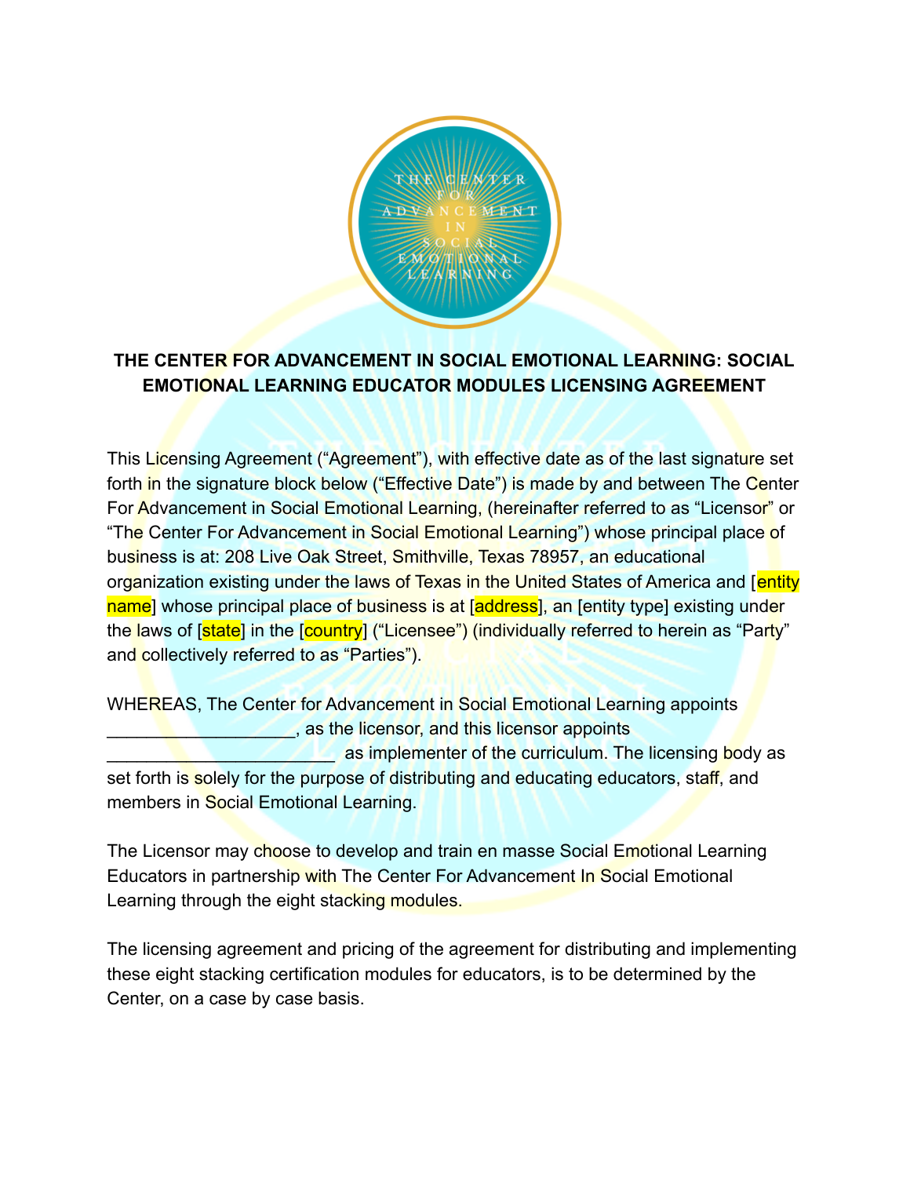**THE CENTER FOR ADVANCEMENT IN SOCIAL EMOTIONAL LEARNING: SOCIAL EMOTIONAL LEARNING EDUCATOR MODULES LICENSING AGREEMENT**

This Licensing Agreement ("Agreement"), with effective date as of the last signature set forth in the signature block below ("Effective Date") is made by and between The Center For Advancement in Social Emotional Learning, (hereinafter referred to as "Licensor" or "The Center For Advancement in Social Emotional Learning") whose principal place of business is at: 208 Live Oak Street, Smithville, Texas 78957, an educational organization existing under the laws of Texas in the United States of America and [entity name] whose principal place of business is at [address], an [entity type] existing under the laws of [state] in the [country] ("Licensee") (individually referred to herein as "Party" and collectively referred to as "Parties").

WHEREAS, The Center for Advancement in Social Emotional Learning appoints ___________________, as the licensor, and this licensor appoints ______________________ as implementer of the curriculum. The licensing body as set forth is solely for the purpose of distributing and educating educators, staff, and members in Social Emotional Learning.

The Licensor may choose to develop and train en masse Social Emotional Learning Educators in partnership with The Center For Advancement In Social Emotional Learning through the eight stacking modules.

The licensing agreement and pricing of the agreement for distributing and implementing these eight stacking certification modules for educators, is to be determined by the Center, on a case by case basis.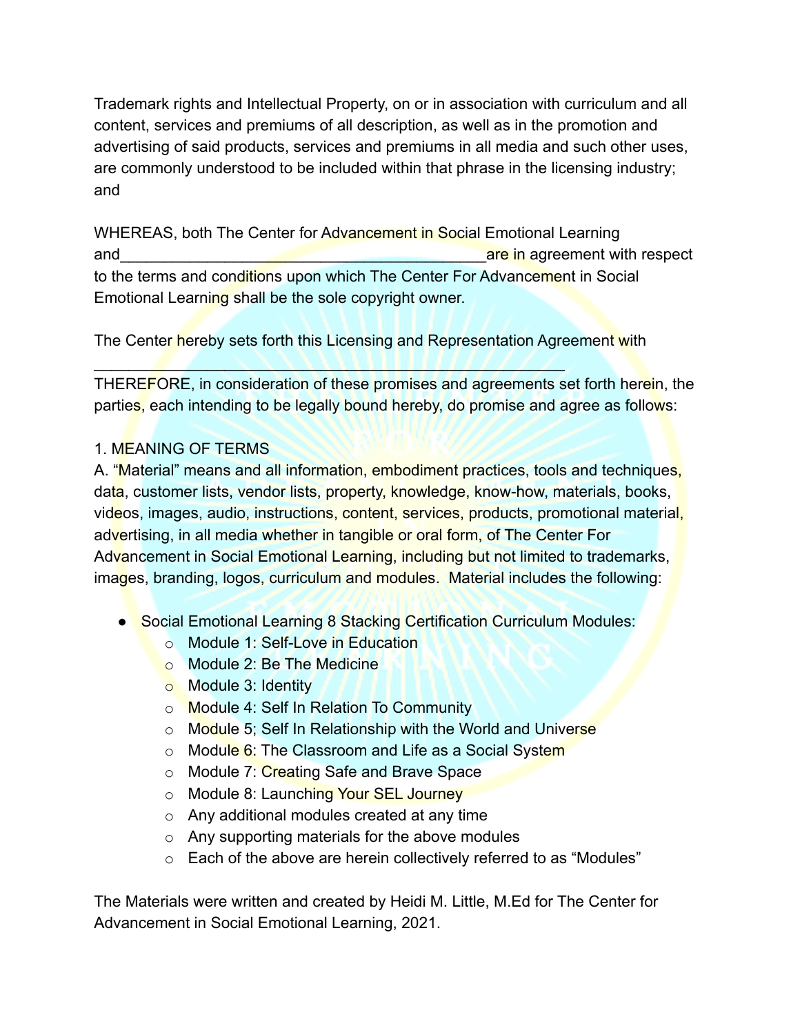Trademark rights and Intellectual Property, on or in association with curriculum and all content, services and premiums of all description, as well as in the promotion and advertising of said products, services and premiums in all media and such other uses, are commonly understood to be included within that phrase in the licensing industry; and

WHEREAS, both The Center for Advancement in Social Emotional Learning and__________________________________________are in agreement with respect to the terms and conditions upon which The Center For Advancement in Social Emotional Learning shall be the sole copyright owner.

The Center hereby sets forth this Licensing and Representation Agreement with

______________________________________________________

THEREFORE, in consideration of these promises and agreements set forth herein, the parties, each intending to be legally bound hereby, do promise and agree as follows:

1. MEANING OF TERMS

A. "Material" means and all information, embodiment practices, tools and techniques, data, customer lists, vendor lists, property, knowledge, know-how, materials, books, videos, images, audio, instructions, content, services, products, promotional material, advertising, in all media whether in tangible or oral form, of The Center For Advancement in Social Emotional Learning, including but not limited to trademarks, images, branding, logos, curriculum and modules. Material includes the following:

- Social Emotional Learning 8 Stacking Certification Curriculum Modules:
  - Module 1: Self-Love in Education
  - Module 2: Be The Medicine
  - Module 3: Identity
  - Module 4: Self In Relation To Community
  - Module 5; Self In Relationship with the World and Universe
  - Module 6: The Classroom and Life as a Social System
  - Module 7: Creating Safe and Brave Space
  - Module 8: Launching Your SEL Journey
  - Any additional modules created at any time
  - Any supporting materials for the above modules
  - Each of the above are herein collectively referred to as "Modules"

The Materials were written and created by Heidi M. Little, M.Ed for The Center for Advancement in Social Emotional Learning, 2021.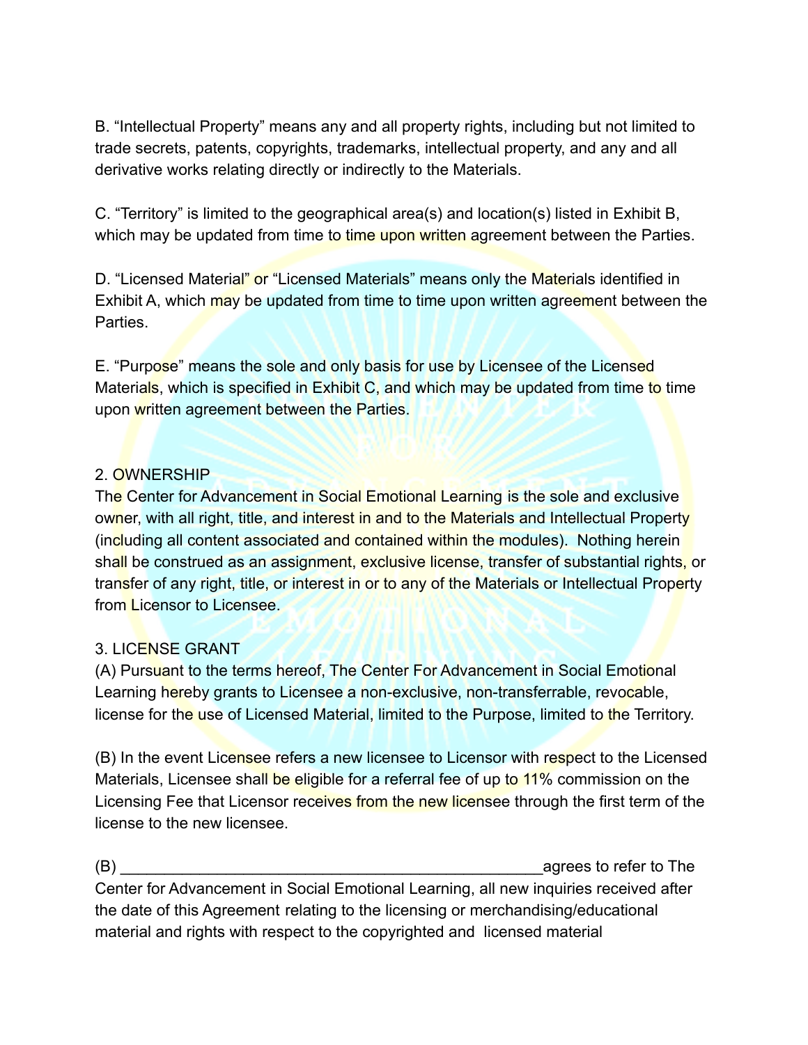B. “Intellectual Property” means any and all property rights, including but not limited to trade secrets, patents, copyrights, trademarks, intellectual property, and any and all derivative works relating directly or indirectly to the Materials.

C. “Territory” is limited to the geographical area(s) and location(s) listed in Exhibit B, which may be updated from time to time upon written agreement between the Parties.

D. “Licensed Material” or “Licensed Materials” means only the Materials identified in Exhibit A, which may be updated from time to time upon written agreement between the Parties.

E. “Purpose” means the sole and only basis for use by Licensee of the Licensed Materials, which is specified in Exhibit C, and which may be updated from time to time upon written agreement between the Parties.

2. OWNERSHIP

The Center for Advancement in Social Emotional Learning is the sole and exclusive owner, with all right, title, and interest in and to the Materials and Intellectual Property (including all content associated and contained within the modules). Nothing herein shall be construed as an assignment, exclusive license, transfer of substantial rights, or transfer of any right, title, or interest in or to any of the Materials or Intellectual Property from Licensor to Licensee.

3. LICENSE GRANT

(A) Pursuant to the terms hereof, The Center For Advancement in Social Emotional Learning hereby grants to Licensee a non-exclusive, non-transferrable, revocable, license for the use of Licensed Material, limited to the Purpose, limited to the Territory.

(B) In the event Licensee refers a new licensee to Licensor with respect to the Licensed Materials, Licensee shall be eligible for a referral fee of up to 11% commission on the Licensing Fee that Licensor receives from the new licensee through the first term of the license to the new licensee.

(B) ________________________________________________agrees to refer to The Center for Advancement in Social Emotional Learning, all new inquiries received after the date of this Agreement relating to the licensing or merchandising/educational material and rights with respect to the copyrighted and licensed material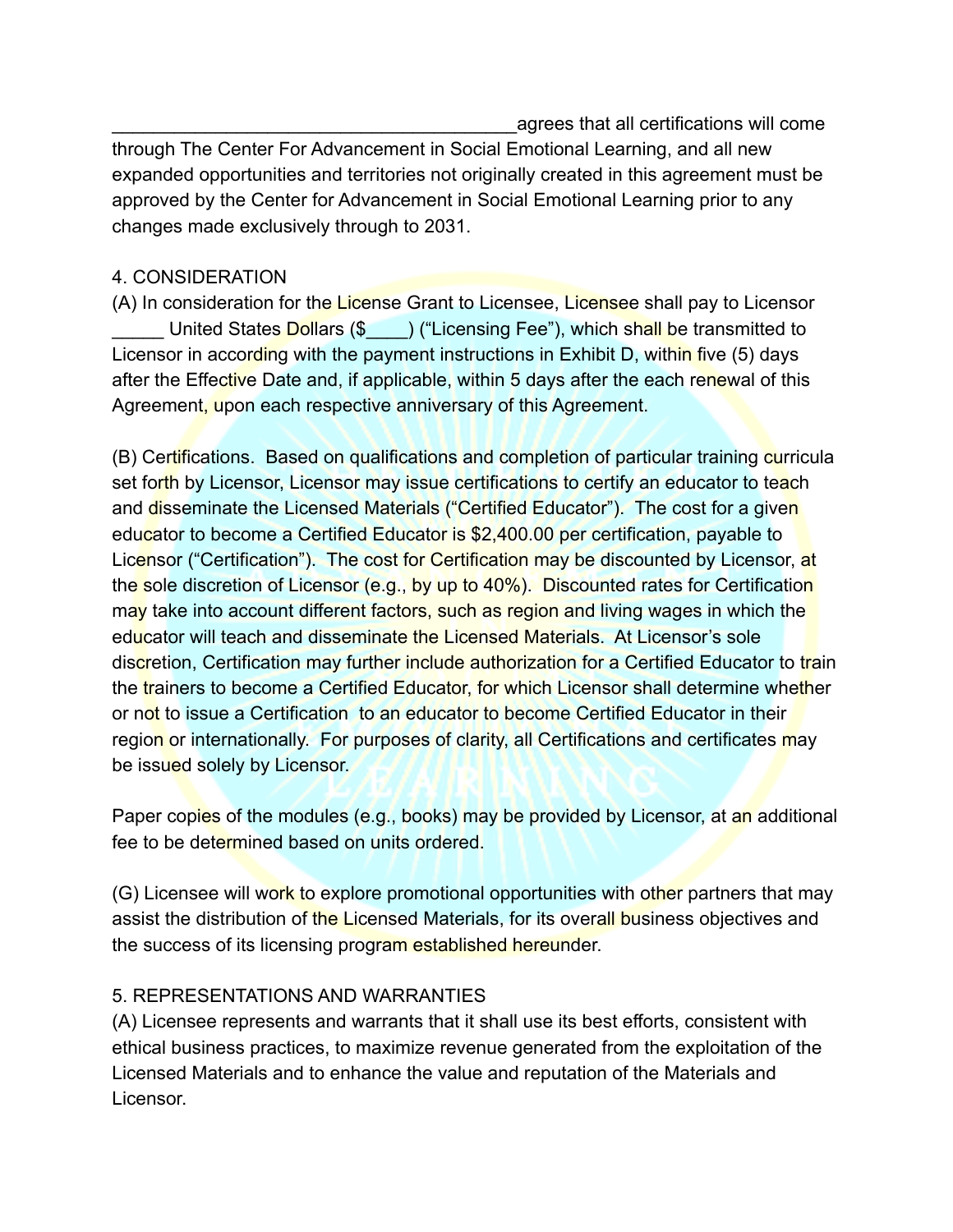________________________________________agrees that all certifications will come through The Center For Advancement in Social Emotional Learning, and all new expanded opportunities and territories not originally created in this agreement must be approved by the Center for Advancement in Social Emotional Learning prior to any changes made exclusively through to 2031.

4. CONSIDERATION

(A) In consideration for the License Grant to Licensee, Licensee shall pay to Licensor _____ United States Dollars ($____) ("Licensing Fee"), which shall be transmitted to Licensor in according with the payment instructions in Exhibit D, within five (5) days after the Effective Date and, if applicable, within 5 days after the each renewal of this Agreement, upon each respective anniversary of this Agreement.

(B) Certifications. Based on qualifications and completion of particular training curricula set forth by Licensor, Licensor may issue certifications to certify an educator to teach and disseminate the Licensed Materials ("Certified Educator"). The cost for a given educator to become a Certified Educator is $2,400.00 per certification, payable to Licensor ("Certification"). The cost for Certification may be discounted by Licensor, at the sole discretion of Licensor (e.g., by up to 40%). Discounted rates for Certification may take into account different factors, such as region and living wages in which the educator will teach and disseminate the Licensed Materials. At Licensor's sole discretion, Certification may further include authorization for a Certified Educator to train the trainers to become a Certified Educator, for which Licensor shall determine whether or not to issue a Certification to an educator to become Certified Educator in their region or internationally. For purposes of clarity, all Certifications and certificates may be issued solely by Licensor.

Paper copies of the modules (e.g., books) may be provided by Licensor, at an additional fee to be determined based on units ordered.

(G) Licensee will work to explore promotional opportunities with other partners that may assist the distribution of the Licensed Materials, for its overall business objectives and the success of its licensing program established hereunder.

5. REPRESENTATIONS AND WARRANTIES

(A) Licensee represents and warrants that it shall use its best efforts, consistent with ethical business practices, to maximize revenue generated from the exploitation of the Licensed Materials and to enhance the value and reputation of the Materials and Licensor.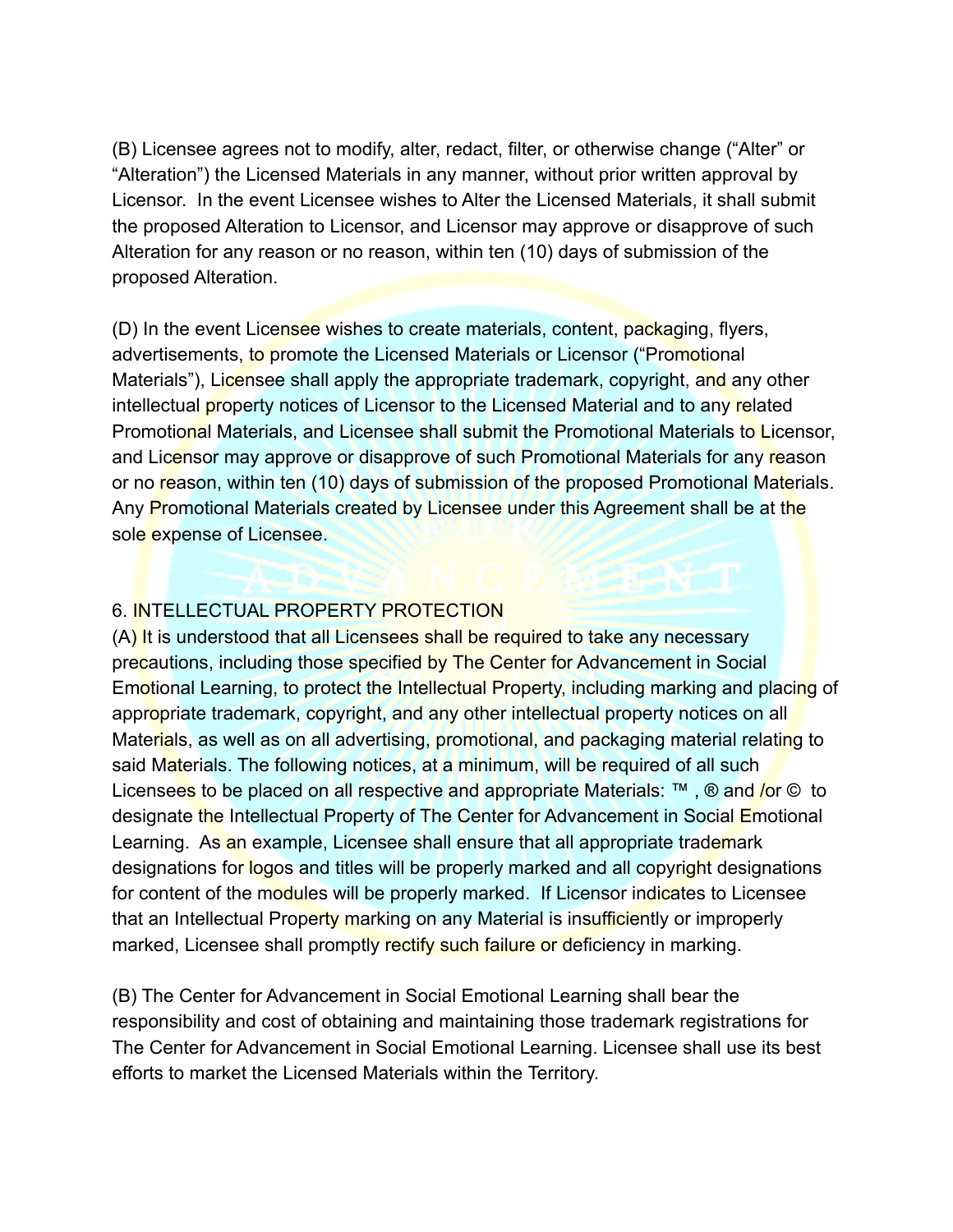(B) Licensee agrees not to modify, alter, redact, filter, or otherwise change (“Alter” or “Alteration”) the Licensed Materials in any manner, without prior written approval by Licensor. In the event Licensee wishes to Alter the Licensed Materials, it shall submit the proposed Alteration to Licensor, and Licensor may approve or disapprove of such Alteration for any reason or no reason, within ten (10) days of submission of the proposed Alteration.

(D) In the event Licensee wishes to create materials, content, packaging, flyers, advertisements, to promote the Licensed Materials or Licensor (“Promotional Materials”), Licensee shall apply the appropriate trademark, copyright, and any other intellectual property notices of Licensor to the Licensed Material and to any related Promotional Materials, and Licensee shall submit the Promotional Materials to Licensor, and Licensor may approve or disapprove of such Promotional Materials for any reason or no reason, within ten (10) days of submission of the proposed Promotional Materials. Any Promotional Materials created by Licensee under this Agreement shall be at the sole expense of Licensee.

6. INTELLECTUAL PROPERTY PROTECTION

(A) It is understood that all Licensees shall be required to take any necessary precautions, including those specified by The Center for Advancement in Social Emotional Learning, to protect the Intellectual Property, including marking and placing of appropriate trademark, copyright, and any other intellectual property notices on all Materials, as well as on all advertising, promotional, and packaging material relating to said Materials. The following notices, at a minimum, will be required of all such Licensees to be placed on all respective and appropriate Materials: ™ , ® and /or © to designate the Intellectual Property of The Center for Advancement in Social Emotional Learning. As an example, Licensee shall ensure that all appropriate trademark designations for logos and titles will be properly marked and all copyright designations for content of the modules will be properly marked. If Licensor indicates to Licensee that an Intellectual Property marking on any Material is insufficiently or improperly marked, Licensee shall promptly rectify such failure or deficiency in marking.

(B) The Center for Advancement in Social Emotional Learning shall bear the responsibility and cost of obtaining and maintaining those trademark registrations for The Center for Advancement in Social Emotional Learning. Licensee shall use its best efforts to market the Licensed Materials within the Territory.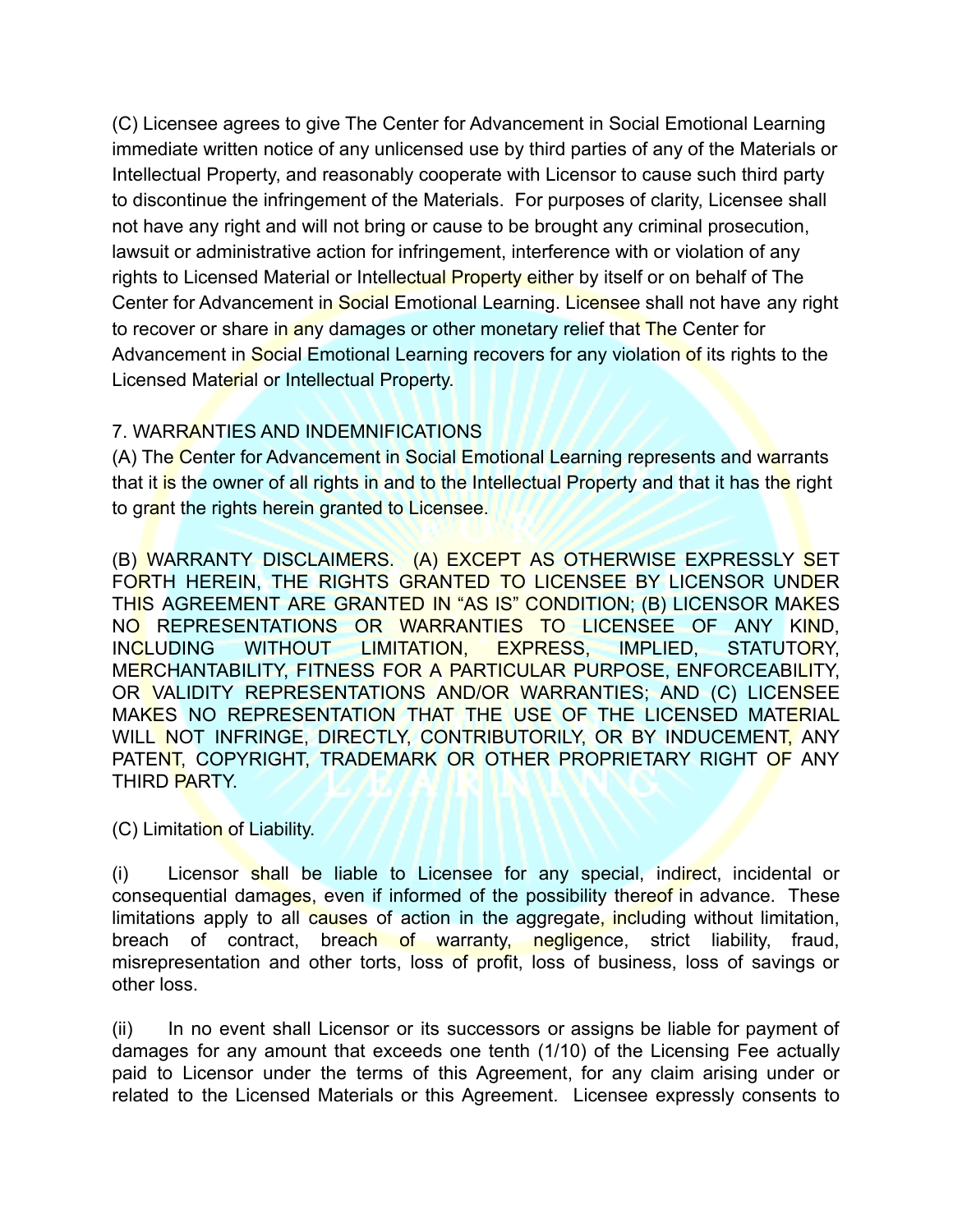(C) Licensee agrees to give The Center for Advancement in Social Emotional Learning immediate written notice of any unlicensed use by third parties of any of the Materials or Intellectual Property, and reasonably cooperate with Licensor to cause such third party to discontinue the infringement of the Materials. For purposes of clarity, Licensee shall not have any right and will not bring or cause to be brought any criminal prosecution, lawsuit or administrative action for infringement, interference with or violation of any rights to Licensed Material or Intellectual Property either by itself or on behalf of The Center for Advancement in Social Emotional Learning. Licensee shall not have any right to recover or share in any damages or other monetary relief that The Center for Advancement in Social Emotional Learning recovers for any violation of its rights to the Licensed Material or Intellectual Property.

7. WARRANTIES AND INDEMNIFICATIONS

(A) The Center for Advancement in Social Emotional Learning represents and warrants that it is the owner of all rights in and to the Intellectual Property and that it has the right to grant the rights herein granted to Licensee.

(B) WARRANTY DISCLAIMERS. (A) EXCEPT AS OTHERWISE EXPRESSLY SET FORTH HEREIN, THE RIGHTS GRANTED TO LICENSEE BY LICENSOR UNDER THIS AGREEMENT ARE GRANTED IN "AS IS" CONDITION; (B) LICENSOR MAKES NO REPRESENTATIONS OR WARRANTIES TO LICENSEE OF ANY KIND, INCLUDING WITHOUT LIMITATION, EXPRESS, IMPLIED, STATUTORY, MERCHANTABILITY, FITNESS FOR A PARTICULAR PURPOSE, ENFORCEABILITY, OR VALIDITY REPRESENTATIONS AND/OR WARRANTIES; AND (C) LICENSEE MAKES NO REPRESENTATION THAT THE USE OF THE LICENSED MATERIAL WILL NOT INFRINGE, DIRECTLY, CONTRIBUTORILY, OR BY INDUCEMENT, ANY PATENT, COPYRIGHT, TRADEMARK OR OTHER PROPRIETARY RIGHT OF ANY THIRD PARTY.

(C) Limitation of Liability.

(i) Licensor shall be liable to Licensee for any special, indirect, incidental or consequential damages, even if informed of the possibility thereof in advance. These limitations apply to all causes of action in the aggregate, including without limitation, breach of contract, breach of warranty, negligence, strict liability, fraud, misrepresentation and other torts, loss of profit, loss of business, loss of savings or other loss.

(ii) In no event shall Licensor or its successors or assigns be liable for payment of damages for any amount that exceeds one tenth (1/10) of the Licensing Fee actually paid to Licensor under the terms of this Agreement, for any claim arising under or related to the Licensed Materials or this Agreement. Licensee expressly consents to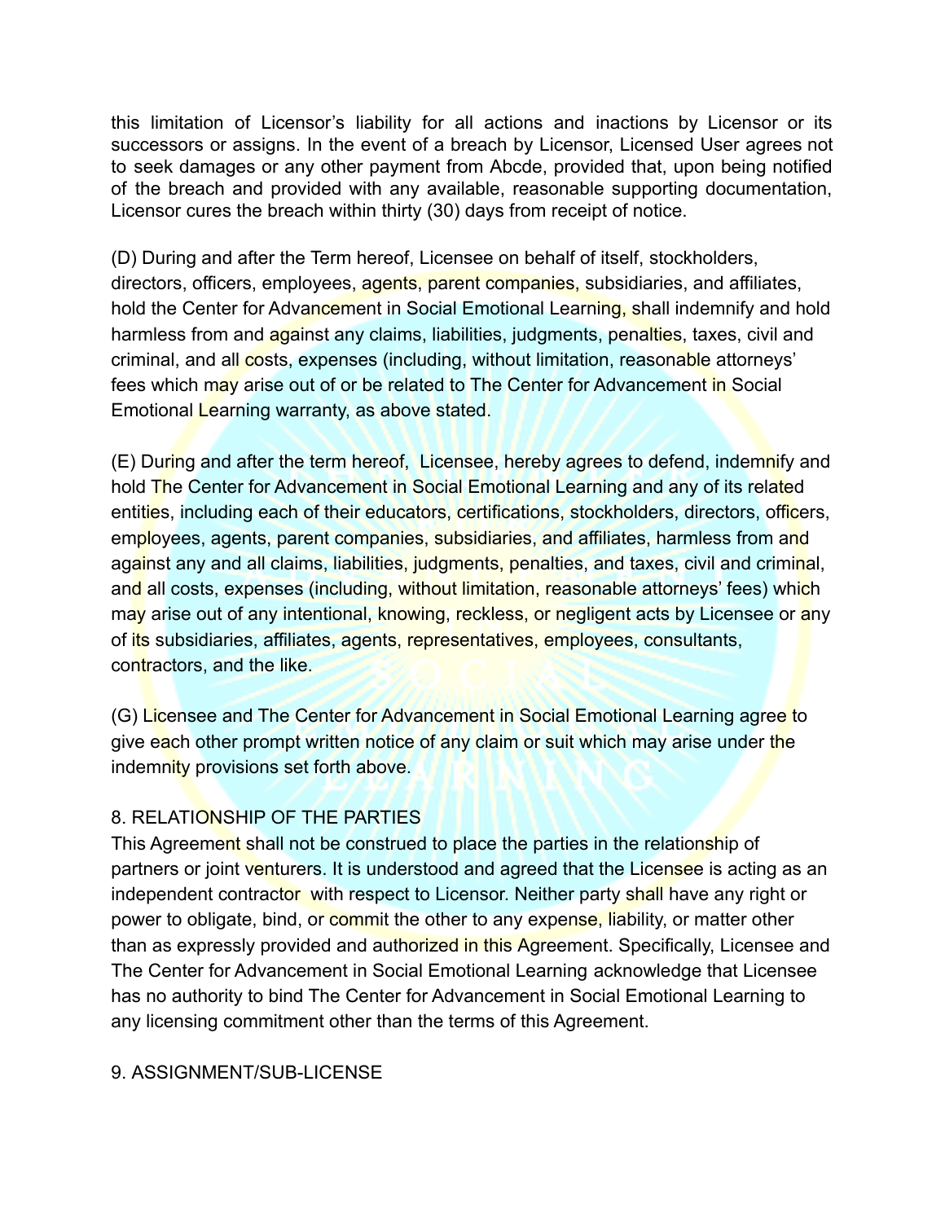this limitation of Licensor's liability for all actions and inactions by Licensor or its successors or assigns. In the event of a breach by Licensor, Licensed User agrees not to seek damages or any other payment from Abcde, provided that, upon being notified of the breach and provided with any available, reasonable supporting documentation, Licensor cures the breach within thirty (30) days from receipt of notice.

(D) During and after the Term hereof, Licensee on behalf of itself, stockholders, directors, officers, employees, agents, parent companies, subsidiaries, and affiliates, hold the Center for Advancement in Social Emotional Learning, shall indemnify and hold harmless from and against any claims, liabilities, judgments, penalties, taxes, civil and criminal, and all costs, expenses (including, without limitation, reasonable attorneys' fees which may arise out of or be related to The Center for Advancement in Social Emotional Learning warranty, as above stated.

(E) During and after the term hereof, Licensee, hereby agrees to defend, indemnify and hold The Center for Advancement in Social Emotional Learning and any of its related entities, including each of their educators, certifications, stockholders, directors, officers, employees, agents, parent companies, subsidiaries, and affiliates, harmless from and against any and all claims, liabilities, judgments, penalties, and taxes, civil and criminal, and all costs, expenses (including, without limitation, reasonable attorneys' fees) which may arise out of any intentional, knowing, reckless, or negligent acts by Licensee or any of its subsidiaries, affiliates, agents, representatives, employees, consultants, contractors, and the like.

(G) Licensee and The Center for Advancement in Social Emotional Learning agree to give each other prompt written notice of any claim or suit which may arise under the indemnity provisions set forth above.

8. RELATIONSHIP OF THE PARTIES

This Agreement shall not be construed to place the parties in the relationship of partners or joint venturers. It is understood and agreed that the Licensee is acting as an independent contractor with respect to Licensor. Neither party shall have any right or power to obligate, bind, or commit the other to any expense, liability, or matter other than as expressly provided and authorized in this Agreement. Specifically, Licensee and The Center for Advancement in Social Emotional Learning acknowledge that Licensee has no authority to bind The Center for Advancement in Social Emotional Learning to any licensing commitment other than the terms of this Agreement.

9. ASSIGNMENT/SUB-LICENSE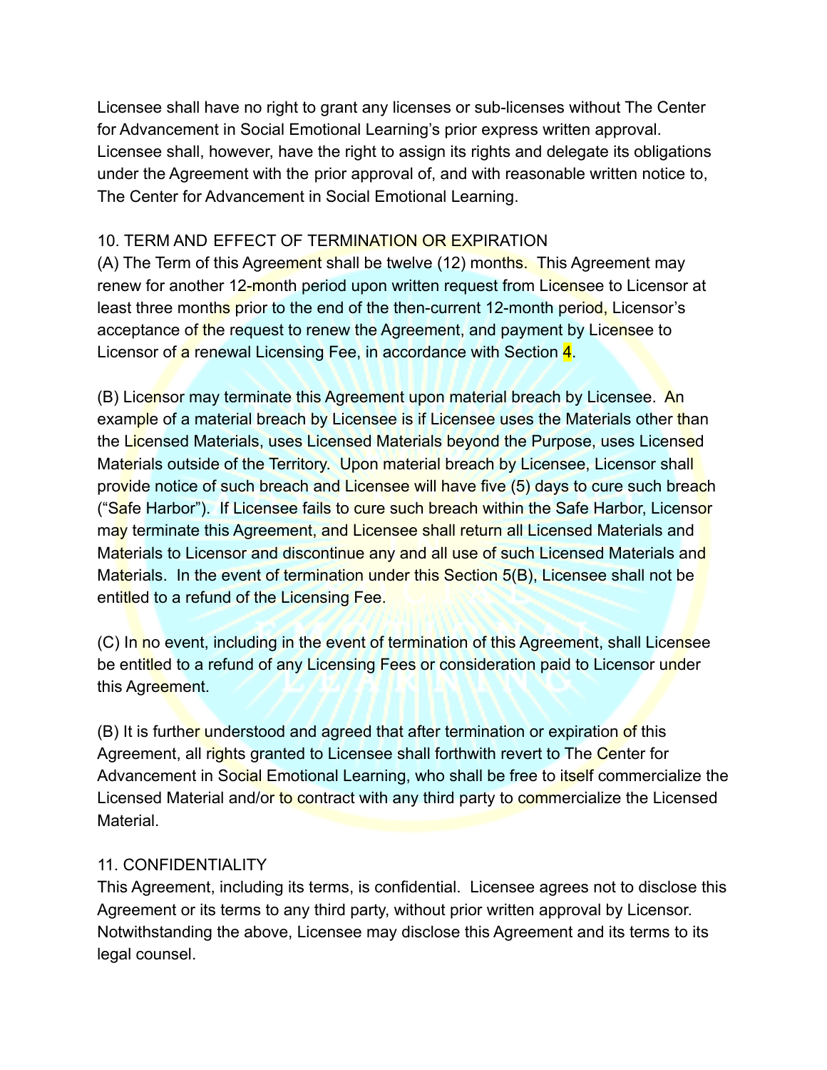Licensee shall have no right to grant any licenses or sub-licenses without The Center for Advancement in Social Emotional Learning's prior express written approval. Licensee shall, however, have the right to assign its rights and delegate its obligations under the Agreement with the prior approval of, and with reasonable written notice to, The Center for Advancement in Social Emotional Learning.

10. TERM AND EFFECT OF TERMINATION OR EXPIRATION

(A) The Term of this Agreement shall be twelve (12) months. This Agreement may renew for another 12-month period upon written request from Licensee to Licensor at least three months prior to the end of the then-current 12-month period, Licensor's acceptance of the request to renew the Agreement, and payment by Licensee to Licensor of a renewal Licensing Fee, in accordance with Section 4.

(B) Licensor may terminate this Agreement upon material breach by Licensee. An example of a material breach by Licensee is if Licensee uses the Materials other than the Licensed Materials, uses Licensed Materials beyond the Purpose, uses Licensed Materials outside of the Territory. Upon material breach by Licensee, Licensor shall provide notice of such breach and Licensee will have five (5) days to cure such breach ("Safe Harbor"). If Licensee fails to cure such breach within the Safe Harbor, Licensor may terminate this Agreement, and Licensee shall return all Licensed Materials and Materials to Licensor and discontinue any and all use of such Licensed Materials and Materials. In the event of termination under this Section 5(B), Licensee shall not be entitled to a refund of the Licensing Fee.

(C) In no event, including in the event of termination of this Agreement, shall Licensee be entitled to a refund of any Licensing Fees or consideration paid to Licensor under this Agreement.

(B) It is further understood and agreed that after termination or expiration of this Agreement, all rights granted to Licensee shall forthwith revert to The Center for Advancement in Social Emotional Learning, who shall be free to itself commercialize the Licensed Material and/or to contract with any third party to commercialize the Licensed Material.

11. CONFIDENTIALITY

This Agreement, including its terms, is confidential. Licensee agrees not to disclose this Agreement or its terms to any third party, without prior written approval by Licensor. Notwithstanding the above, Licensee may disclose this Agreement and its terms to its legal counsel.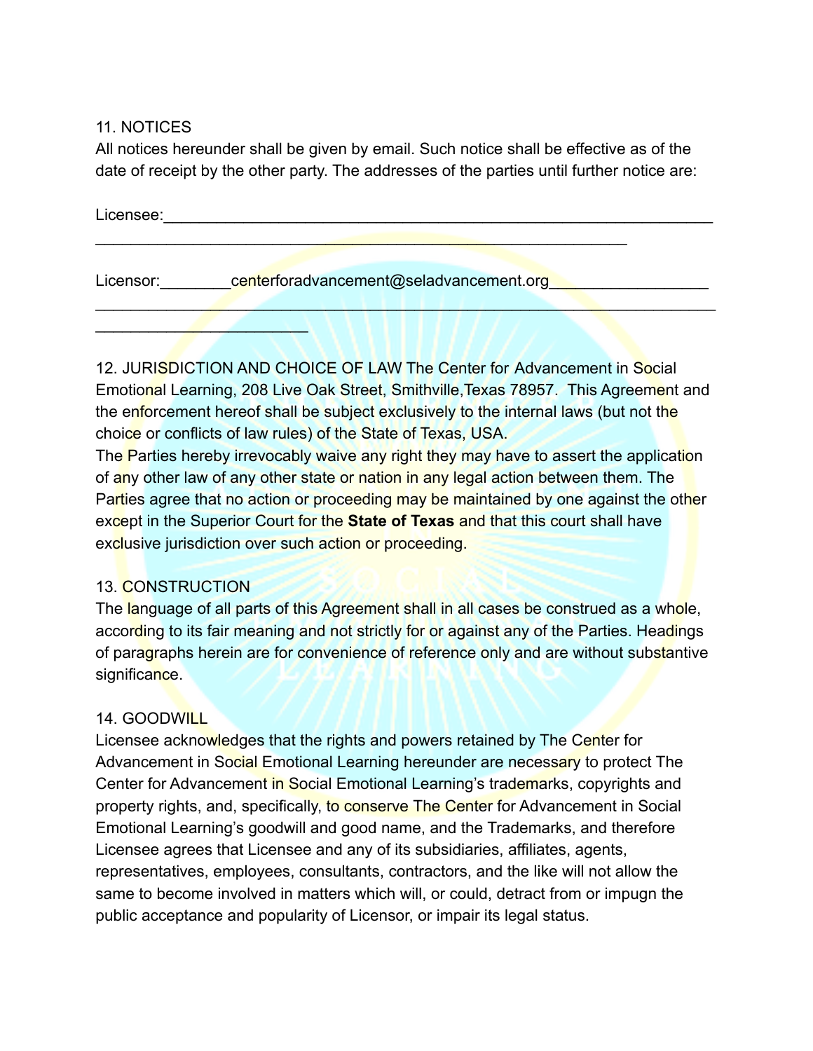11. NOTICES

All notices hereunder shall be given by email. Such notice shall be effective as of the date of receipt by the other party. The addresses of the parties until further notice are:

Licensee:_______________________________________________________________
___________________________________________________________

Licensor:________centerforadvancement@seladvancement.org__________________
______________________________________________________________________
________________________

12. JURISDICTION AND CHOICE OF LAW The Center for Advancement in Social Emotional Learning, 208 Live Oak Street, Smithville,Texas 78957. This Agreement and the enforcement hereof shall be subject exclusively to the internal laws (but not the choice or conflicts of law rules) of the State of Texas, USA.
The Parties hereby irrevocably waive any right they may have to assert the application of any other law of any other state or nation in any legal action between them. The Parties agree that no action or proceeding may be maintained by one against the other except in the Superior Court for the **State of Texas** and that this court shall have exclusive jurisdiction over such action or proceeding.

13. CONSTRUCTION

The language of all parts of this Agreement shall in all cases be construed as a whole, according to its fair meaning and not strictly for or against any of the Parties. Headings of paragraphs herein are for convenience of reference only and are without substantive significance.

14. GOODWILL

Licensee acknowledges that the rights and powers retained by The Center for Advancement in Social Emotional Learning hereunder are necessary to protect The Center for Advancement in Social Emotional Learning's trademarks, copyrights and property rights, and, specifically, to conserve The Center for Advancement in Social Emotional Learning's goodwill and good name, and the Trademarks, and therefore Licensee agrees that Licensee and any of its subsidiaries, affiliates, agents, representatives, employees, consultants, contractors, and the like will not allow the same to become involved in matters which will, or could, detract from or impugn the public acceptance and popularity of Licensor, or impair its legal status.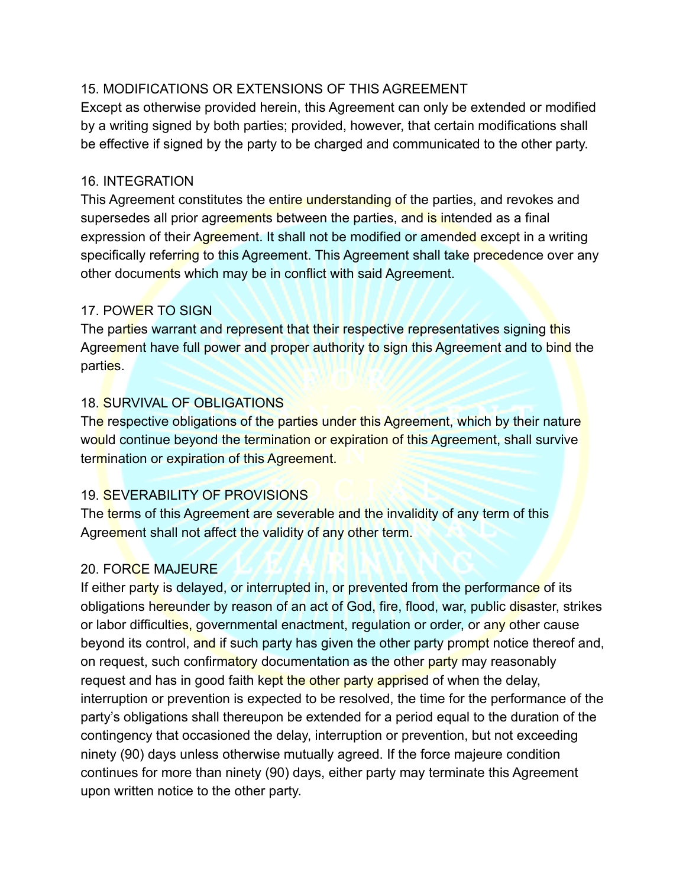## 15. MODIFICATIONS OR EXTENSIONS OF THIS AGREEMENT

Except as otherwise provided herein, this Agreement can only be extended or modified by a writing signed by both parties; provided, however, that certain modifications shall be effective if signed by the party to be charged and communicated to the other party.

## 16. INTEGRATION

This Agreement constitutes the entire understanding of the parties, and revokes and supersedes all prior agreements between the parties, and is intended as a final expression of their Agreement. It shall not be modified or amended except in a writing specifically referring to this Agreement. This Agreement shall take precedence over any other documents which may be in conflict with said Agreement.

## 17. POWER TO SIGN

The parties warrant and represent that their respective representatives signing this Agreement have full power and proper authority to sign this Agreement and to bind the parties.

## 18. SURVIVAL OF OBLIGATIONS

The respective obligations of the parties under this Agreement, which by their nature would continue beyond the termination or expiration of this Agreement, shall survive termination or expiration of this Agreement.

## 19. SEVERABILITY OF PROVISIONS

The terms of this Agreement are severable and the invalidity of any term of this Agreement shall not affect the validity of any other term.

## 20. FORCE MAJEURE

If either party is delayed, or interrupted in, or prevented from the performance of its obligations hereunder by reason of an act of God, fire, flood, war, public disaster, strikes or labor difficulties, governmental enactment, regulation or order, or any other cause beyond its control, and if such party has given the other party prompt notice thereof and, on request, such confirmatory documentation as the other party may reasonably request and has in good faith kept the other party apprised of when the delay, interruption or prevention is expected to be resolved, the time for the performance of the party's obligations shall thereupon be extended for a period equal to the duration of the contingency that occasioned the delay, interruption or prevention, but not exceeding ninety (90) days unless otherwise mutually agreed. If the force majeure condition continues for more than ninety (90) days, either party may terminate this Agreement upon written notice to the other party.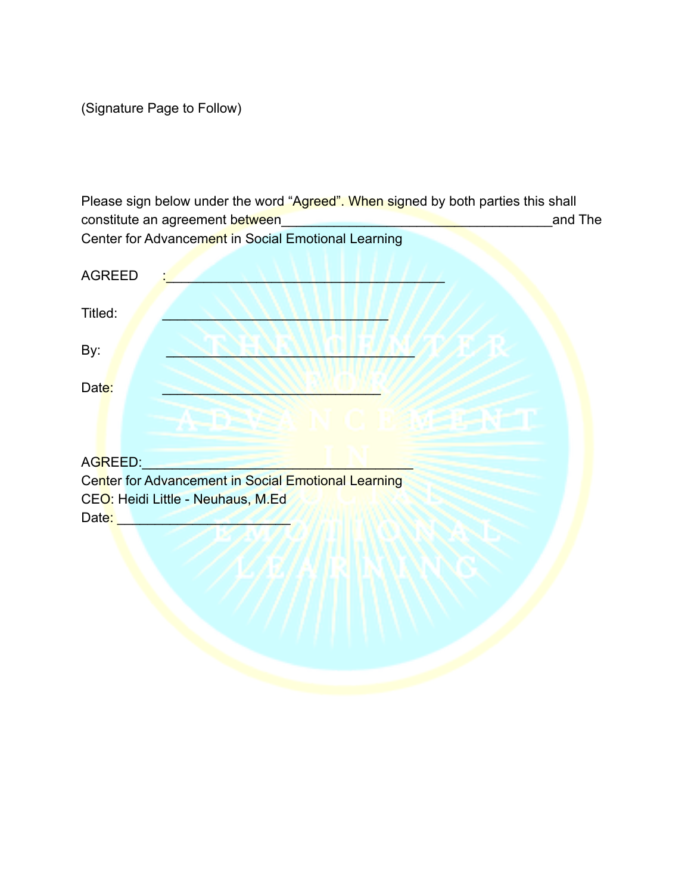(Signature Page to Follow)

Please sign below under the word “Agreed”. When signed by both parties this shall constitute an agreement between____________________________________and The Center for Advancement in Social Emotional Learning

AGREED :_____________________________________

Titled: ______________________________

By: _________________________________

Date: ____________________________

AGREED:___________________________________
Center for Advancement in Social Emotional Learning
CEO: Heidi Little - Neuhaus, M.Ed
Date: _______________________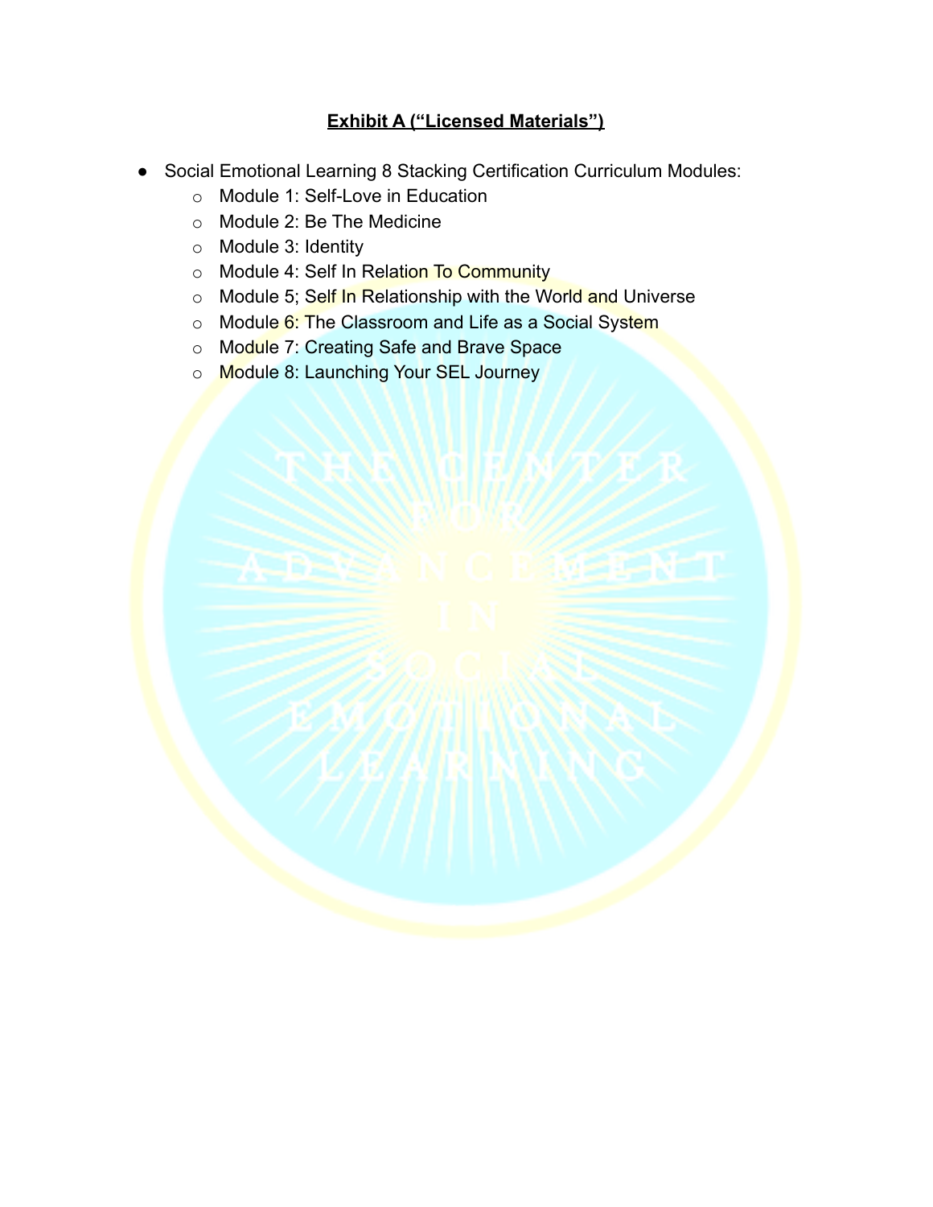**Exhibit A ("Licensed Materials")**

- Social Emotional Learning 8 Stacking Certification Curriculum Modules:
  - Module 1: Self-Love in Education
  - Module 2: Be The Medicine
  - Module 3: Identity
  - Module 4: Self In Relation To Community
  - Module 5; Self In Relationship with the World and Universe
  - Module 6: The Classroom and Life as a Social System
  - Module 7: Creating Safe and Brave Space
  - Module 8: Launching Your SEL Journey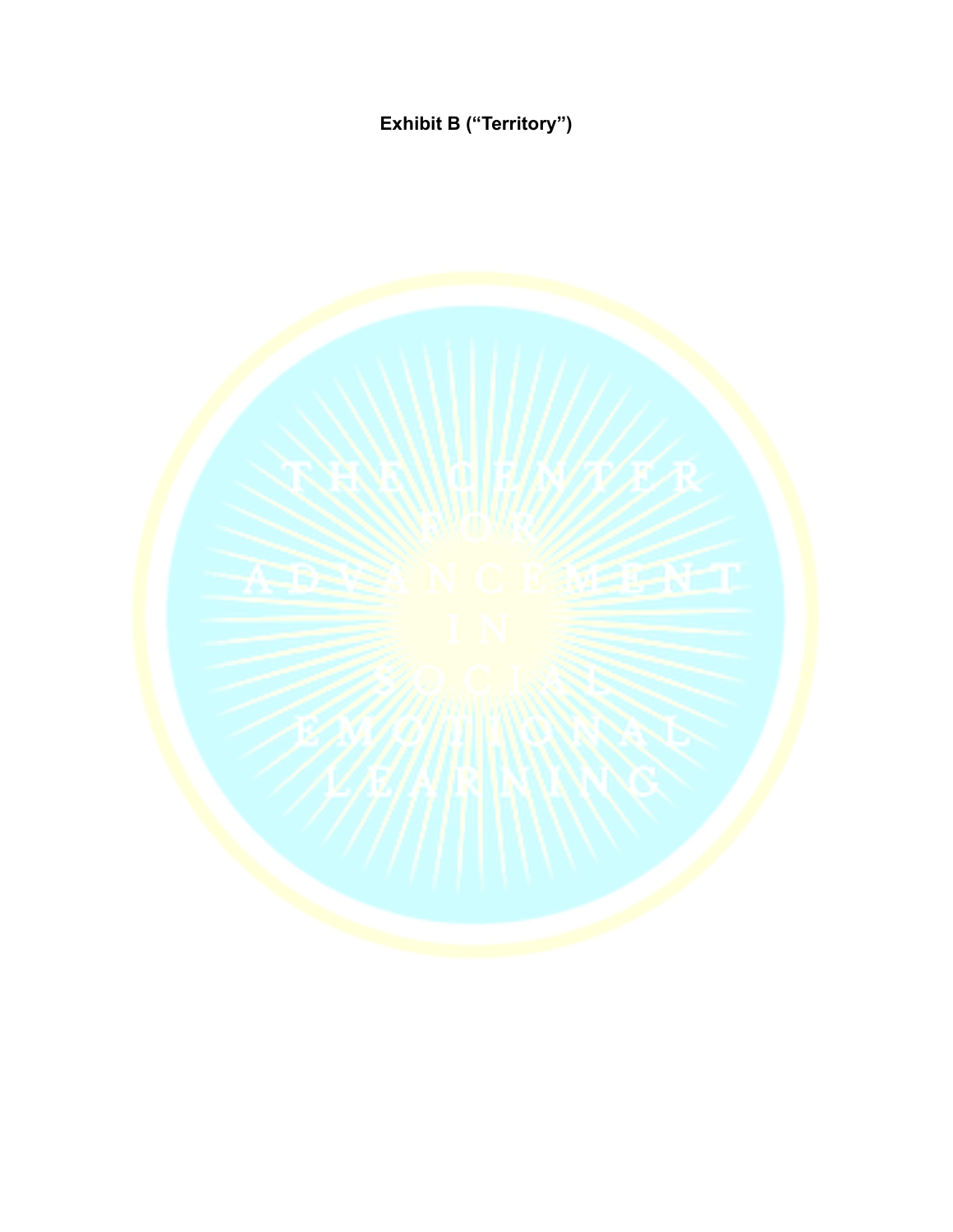**Exhibit B ("Territory")**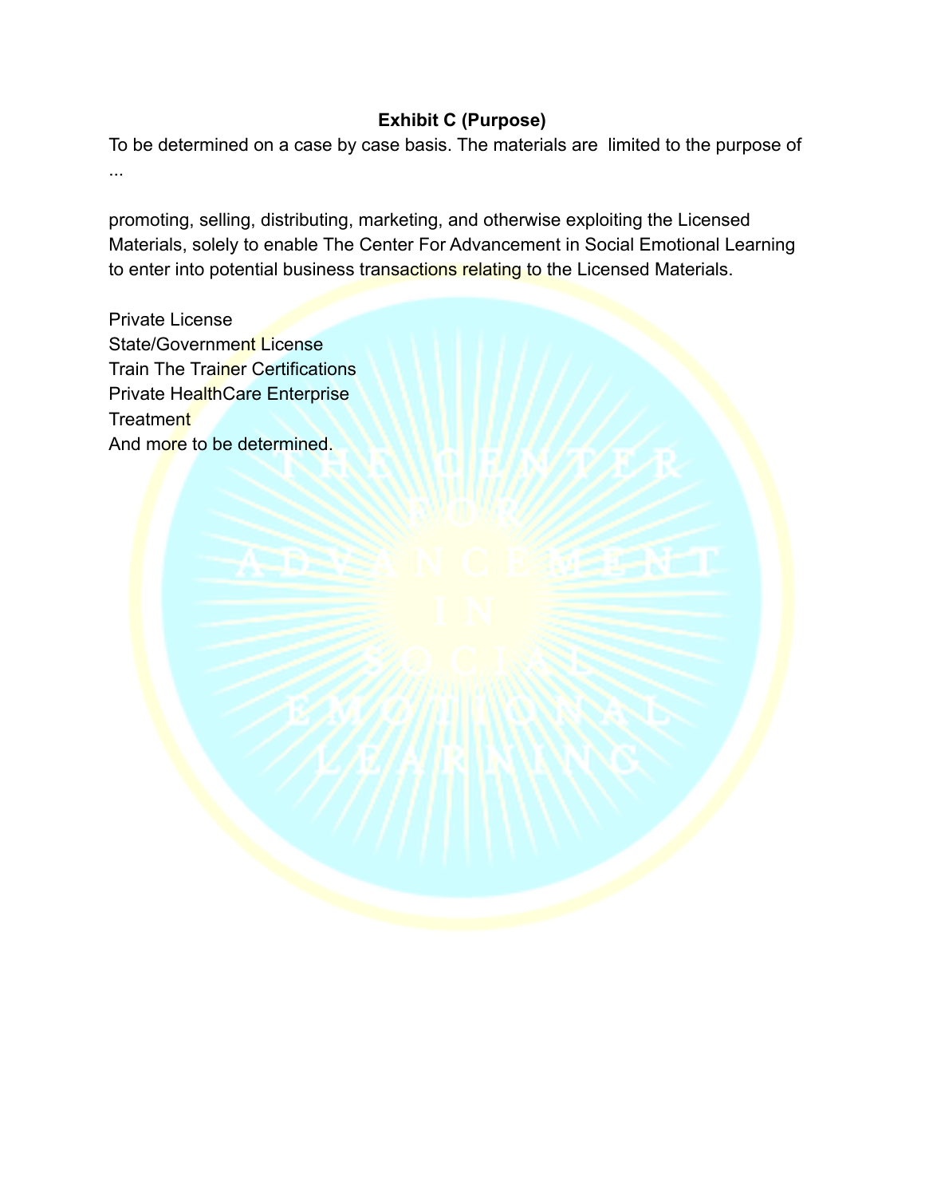**Exhibit C (Purpose)**

To be determined on a case by case basis. The materials are limited to the purpose of ...

promoting, selling, distributing, marketing, and otherwise exploiting the Licensed Materials, solely to enable The Center For Advancement in Social Emotional Learning to enter into potential business transactions relating to the Licensed Materials.

Private License
State/Government License
Train The Trainer Certifications
Private HealthCare Enterprise
Treatment
And more to be determined.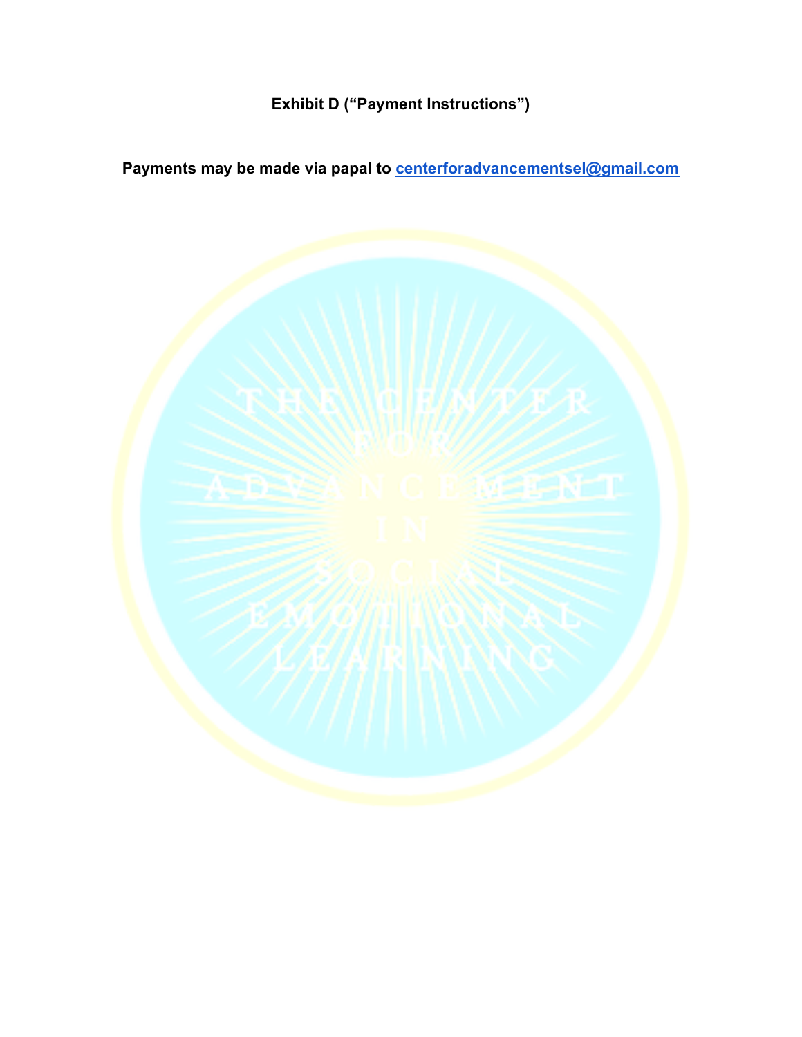**Exhibit D ("Payment Instructions")**

**Payments may be made via papal to centerforadvancementsel@gmail.com**